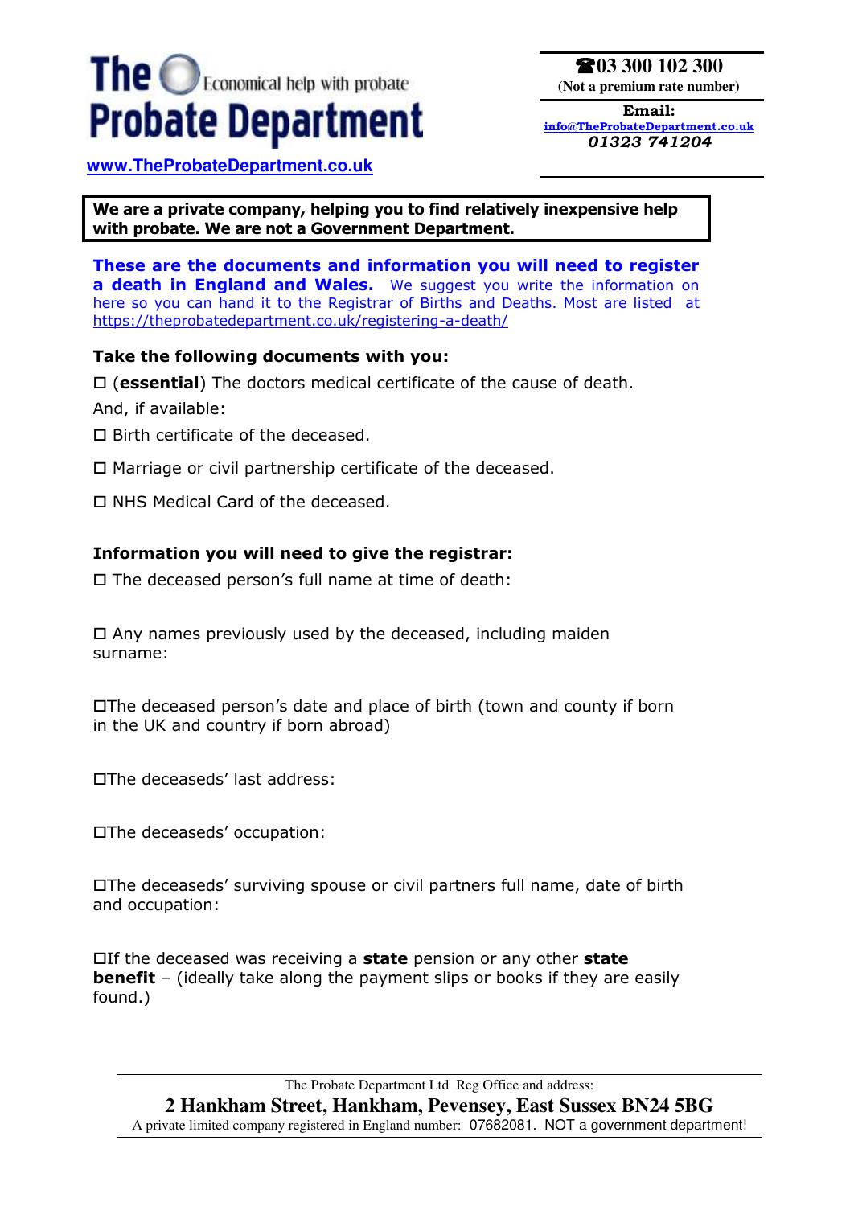# The Probate Department

Economical help with probate

www.TheProbateDepartment.co.uk

☎03 300 102 300
(Not a premium rate number)

**Email:**
info@TheProbateDepartment.co.uk
*01323 741204*

**We are a private company, helping you to find relatively inexpensive help with probate. We are not a Government Department.**

**These are the documents and information you will need to register a death in England and Wales.** We suggest you write the information on here so you can hand it to the Registrar of Births and Deaths. Most are listed at https://theprobatedepartment.co.uk/registering-a-death/

### Take the following documents with you:

☐ (**essential**) The doctors medical certificate of the cause of death.

And, if available:

☐ Birth certificate of the deceased.

☐ Marriage or civil partnership certificate of the deceased.

☐ NHS Medical Card of the deceased.

### Information you will need to give the registrar:

☐ The deceased person's full name at time of death:

☐ Any names previously used by the deceased, including maiden surname:

☐The deceased person's date and place of birth (town and county if born in the UK and country if born abroad)

☐The deceaseds' last address:

☐The deceaseds' occupation:

☐The deceaseds' surviving spouse or civil partners full name, date of birth and occupation:

☐If the deceased was receiving a **state** pension or any other **state benefit** – (ideally take along the payment slips or books if they are easily found.)

The Probate Department Ltd Reg Office and address:
**2 Hankham Street, Hankham, Pevensey, East Sussex BN24 5BG**
A private limited company registered in England number: 07682081. NOT a government department!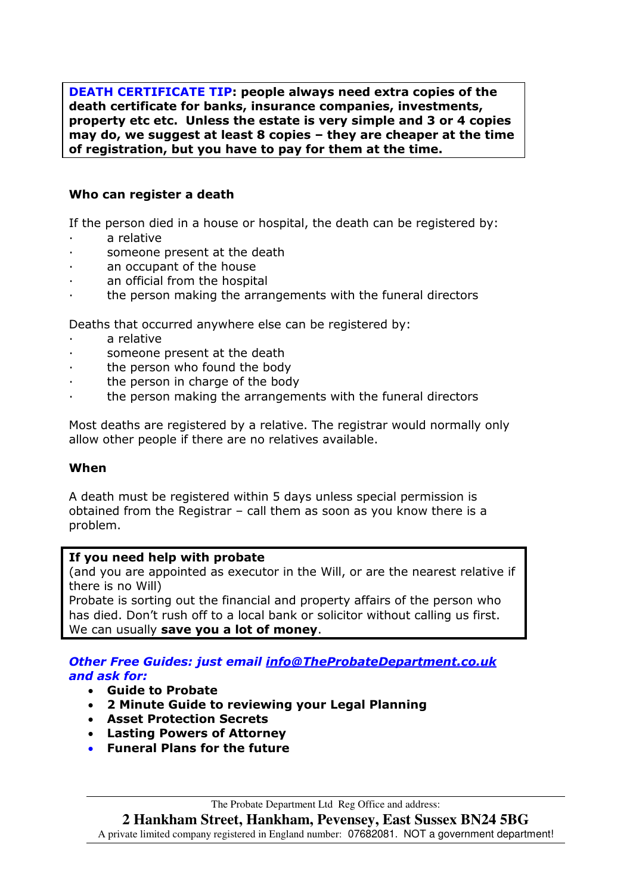**DEATH CERTIFICATE TIP: people always need extra copies of the death certificate for banks, insurance companies, investments, property etc etc. Unless the estate is very simple and 3 or 4 copies may do, we suggest at least 8 copies – they are cheaper at the time of registration, but you have to pay for them at the time.**

### Who can register a death

If the person died in a house or hospital, the death can be registered by:

- a relative
- someone present at the death
- an occupant of the house
- an official from the hospital
- the person making the arrangements with the funeral directors

Deaths that occurred anywhere else can be registered by:

- a relative
- someone present at the death
- the person who found the body
- the person in charge of the body
- the person making the arrangements with the funeral directors

Most deaths are registered by a relative. The registrar would normally only allow other people if there are no relatives available.

### When

A death must be registered within 5 days unless special permission is obtained from the Registrar – call them as soon as you know there is a problem.

**If you need help with probate**
(and you are appointed as executor in the Will, or are the nearest relative if there is no Will)
Probate is sorting out the financial and property affairs of the person who has died. Don't rush off to a local bank or solicitor without calling us first. We can usually **save you a lot of money**.

***Other Free Guides: just email info@TheProbateDepartment.co.uk and ask for:***

- **Guide to Probate**
- **2 Minute Guide to reviewing your Legal Planning**
- **Asset Protection Secrets**
- **Lasting Powers of Attorney**
- **Funeral Plans for the future**

The Probate Department Ltd Reg Office and address:
**2 Hankham Street, Hankham, Pevensey, East Sussex BN24 5BG**
A private limited company registered in England number: 07682081. NOT a government department!